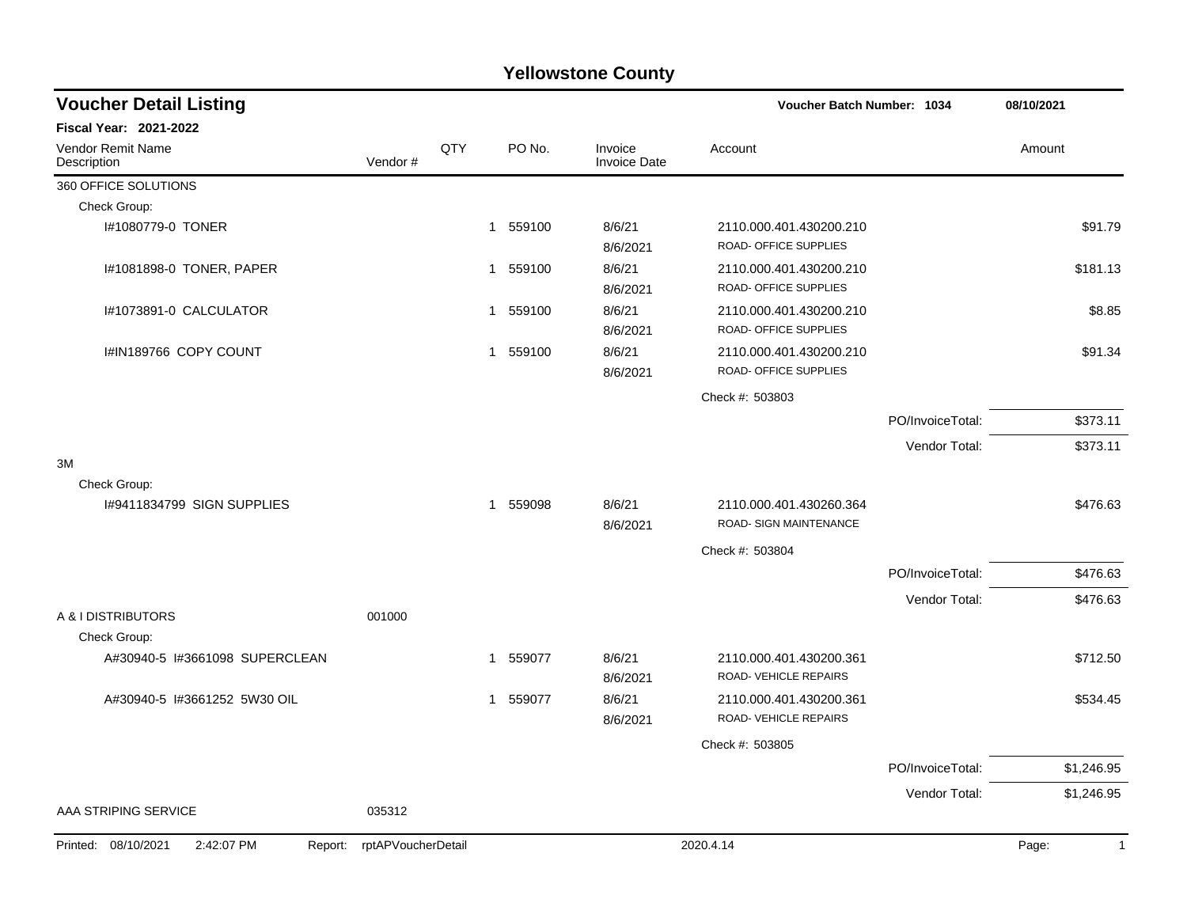# Yellowstone County

## Voucher Detail Listing

**Voucher Batch Number: 1034** — 08/10/2021

**Fiscal Year: 2021-2022**

| Vendor Remit Name / Description | Vendor # | QTY | PO No. | Invoice / Invoice Date | Account | Amount |
|---|---|---|---|---|---|---|
| **360 OFFICE SOLUTIONS** | | | | | | |
| Check Group: | | | | | | |
| I#1080779-0 TONER | | 1 | 559100 | 8/6/21<br>8/6/2021 | 2110.000.401.430200.210<br>ROAD- OFFICE SUPPLIES | $91.79 |
| I#1081898-0 TONER, PAPER | | 1 | 559100 | 8/6/21<br>8/6/2021 | 2110.000.401.430200.210<br>ROAD- OFFICE SUPPLIES | $181.13 |
| I#1073891-0 CALCULATOR | | 1 | 559100 | 8/6/21<br>8/6/2021 | 2110.000.401.430200.210<br>ROAD- OFFICE SUPPLIES | $8.85 |
| I#IN189766 COPY COUNT | | 1 | 559100 | 8/6/21<br>8/6/2021 | 2110.000.401.430200.210<br>ROAD- OFFICE SUPPLIES | $91.34 |
| | | | | | Check #: 503803 | |
| | | | | | PO/InvoiceTotal: | $373.11 |
| | | | | | Vendor Total: | $373.11 |
| **3M** | | | | | | |
| Check Group: | | | | | | |
| I#9411834799 SIGN SUPPLIES | | 1 | 559098 | 8/6/21<br>8/6/2021 | 2110.000.401.430260.364<br>ROAD- SIGN MAINTENANCE | $476.63 |
| | | | | | Check #: 503804 | |
| | | | | | PO/InvoiceTotal: | $476.63 |
| | | | | | Vendor Total: | $476.63 |
| **A & I DISTRIBUTORS** | 001000 | | | | | |
| Check Group: | | | | | | |
| A#30940-5 I#3661098 SUPERCLEAN | | 1 | 559077 | 8/6/21<br>8/6/2021 | 2110.000.401.430200.361<br>ROAD- VEHICLE REPAIRS | $712.50 |
| A#30940-5 I#3661252 5W30 OIL | | 1 | 559077 | 8/6/21<br>8/6/2021 | 2110.000.401.430200.361<br>ROAD- VEHICLE REPAIRS | $534.45 |
| | | | | | Check #: 503805 | |
| | | | | | PO/InvoiceTotal: | $1,246.95 |
| | | | | | Vendor Total: | $1,246.95 |
| **AAA STRIPING SERVICE** | 035312 | | | | | |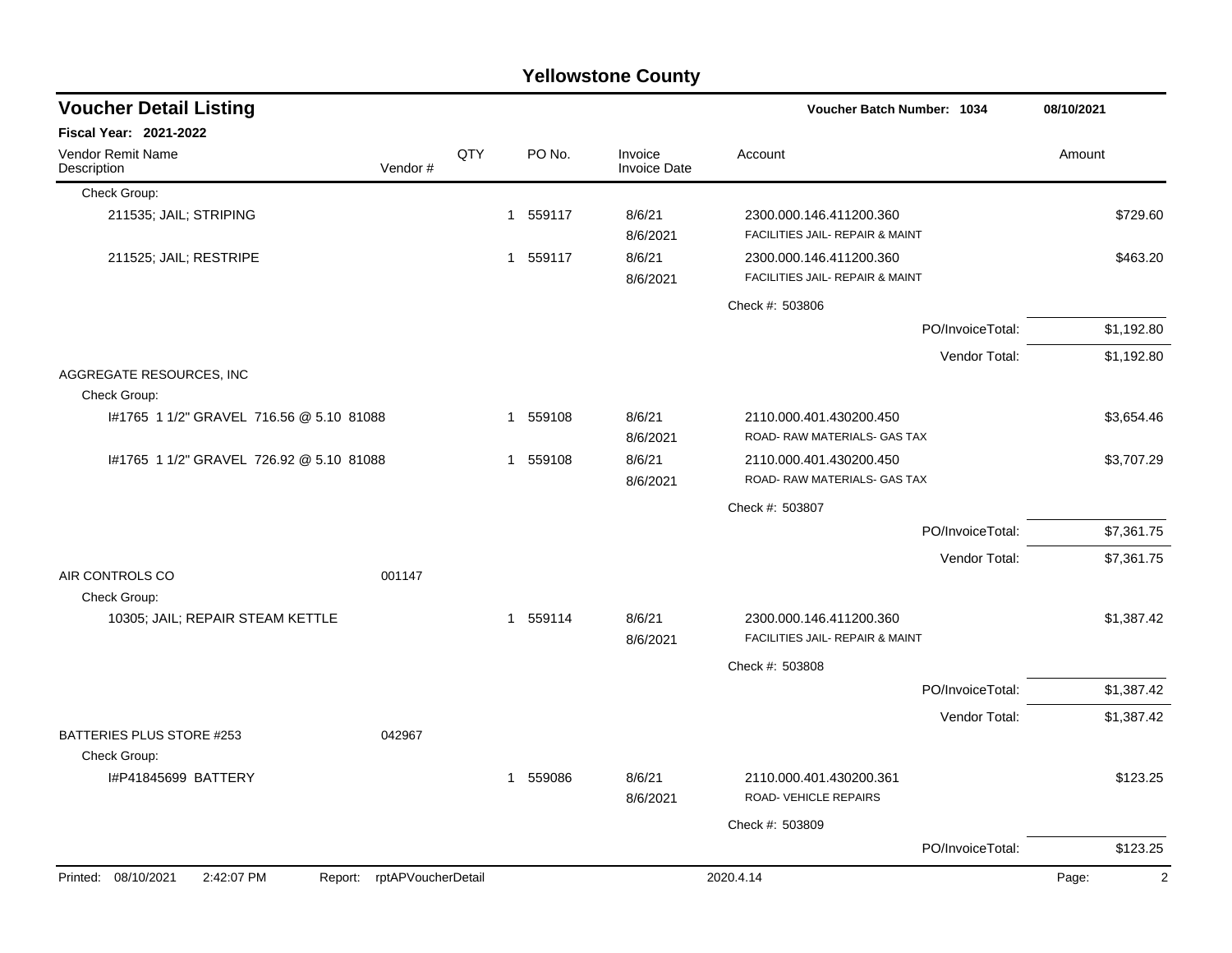# Yellowstone County

## Voucher Detail Listing

**Voucher Batch Number: 1034** — 08/10/2021

**Fiscal Year: 2021-2022**

| Vendor Remit Name / Description | Vendor # | QTY | PO No. | Invoice / Invoice Date | Account | Amount |
|---|---|---|---|---|---|---|
| Check Group: | | | | | | |
| 211535; JAIL; STRIPING | | 1 | 559117 | 8/6/21<br>8/6/2021 | 2300.000.146.411200.360<br>FACILITIES JAIL- REPAIR & MAINT | $729.60 |
| 211525; JAIL; RESTRIPE | | 1 | 559117 | 8/6/21<br>8/6/2021 | 2300.000.146.411200.360<br>FACILITIES JAIL- REPAIR & MAINT | $463.20 |
| | | | | | Check #: 503806 | |
| | | | | | PO/InvoiceTotal: | $1,192.80 |
| | | | | | Vendor Total: | $1,192.80 |
| AGGREGATE RESOURCES, INC | | | | | | |
| Check Group: | | | | | | |
| I#1765 1 1/2" GRAVEL 716.56 @ 5.10 81088 | | 1 | 559108 | 8/6/21<br>8/6/2021 | 2110.000.401.430200.450<br>ROAD- RAW MATERIALS- GAS TAX | $3,654.46 |
| I#1765 1 1/2" GRAVEL 726.92 @ 5.10 81088 | | 1 | 559108 | 8/6/21<br>8/6/2021 | 2110.000.401.430200.450<br>ROAD- RAW MATERIALS- GAS TAX | $3,707.29 |
| | | | | | Check #: 503807 | |
| | | | | | PO/InvoiceTotal: | $7,361.75 |
| | | | | | Vendor Total: | $7,361.75 |
| AIR CONTROLS CO | 001147 | | | | | |
| Check Group: | | | | | | |
| 10305; JAIL; REPAIR STEAM KETTLE | | 1 | 559114 | 8/6/21<br>8/6/2021 | 2300.000.146.411200.360<br>FACILITIES JAIL- REPAIR & MAINT | $1,387.42 |
| | | | | | Check #: 503808 | |
| | | | | | PO/InvoiceTotal: | $1,387.42 |
| | | | | | Vendor Total: | $1,387.42 |
| BATTERIES PLUS STORE #253 | 042967 | | | | | |
| Check Group: | | | | | | |
| I#P41845699 BATTERY | | 1 | 559086 | 8/6/21<br>8/6/2021 | 2110.000.401.430200.361<br>ROAD- VEHICLE REPAIRS | $123.25 |
| | | | | | Check #: 503809 | |
| | | | | | PO/InvoiceTotal: | $123.25 |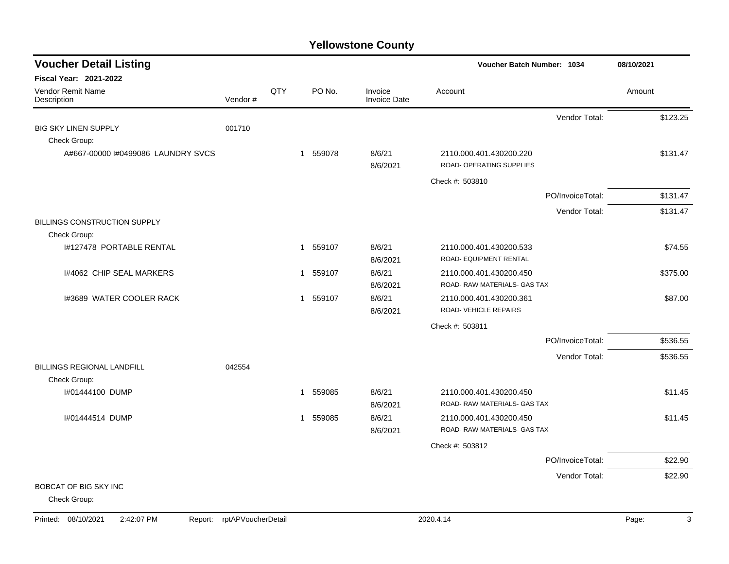# Yellowstone County

## Voucher Detail Listing

**Voucher Batch Number: 1034** — 08/10/2021

**Fiscal Year: 2021-2022**

| Vendor Remit Name / Description | Vendor # | QTY | PO No. | Invoice / Invoice Date | Account | Amount |
|---|---|---|---|---|---|---|
| | | | | | Vendor Total: | $123.25 |
| BIG SKY LINEN SUPPLY | 001710 | | | | | |
| Check Group: | | | | | | |
| A#667-00000 I#0499086 LAUNDRY SVCS | | 1 | 559078 | 8/6/21 8/6/2021 | 2110.000.401.430200.220 ROAD- OPERATING SUPPLIES | $131.47 |
| | | | | | Check #: 503810 | |
| | | | | | PO/InvoiceTotal: | $131.47 |
| | | | | | Vendor Total: | $131.47 |
| BILLINGS CONSTRUCTION SUPPLY | | | | | | |
| Check Group: | | | | | | |
| I#127478 PORTABLE RENTAL | | 1 | 559107 | 8/6/21 8/6/2021 | 2110.000.401.430200.533 ROAD- EQUIPMENT RENTAL | $74.55 |
| I#4062 CHIP SEAL MARKERS | | 1 | 559107 | 8/6/21 8/6/2021 | 2110.000.401.430200.450 ROAD- RAW MATERIALS- GAS TAX | $375.00 |
| I#3689 WATER COOLER RACK | | 1 | 559107 | 8/6/21 8/6/2021 | 2110.000.401.430200.361 ROAD- VEHICLE REPAIRS | $87.00 |
| | | | | | Check #: 503811 | |
| | | | | | PO/InvoiceTotal: | $536.55 |
| | | | | | Vendor Total: | $536.55 |
| BILLINGS REGIONAL LANDFILL | 042554 | | | | | |
| Check Group: | | | | | | |
| I#01444100 DUMP | | 1 | 559085 | 8/6/21 8/6/2021 | 2110.000.401.430200.450 ROAD- RAW MATERIALS- GAS TAX | $11.45 |
| I#01444514 DUMP | | 1 | 559085 | 8/6/21 8/6/2021 | 2110.000.401.430200.450 ROAD- RAW MATERIALS- GAS TAX | $11.45 |
| | | | | | Check #: 503812 | |
| | | | | | PO/InvoiceTotal: | $22.90 |
| | | | | | Vendor Total: | $22.90 |
| BOBCAT OF BIG SKY INC | | | | | | |
| Check Group: | | | | | | |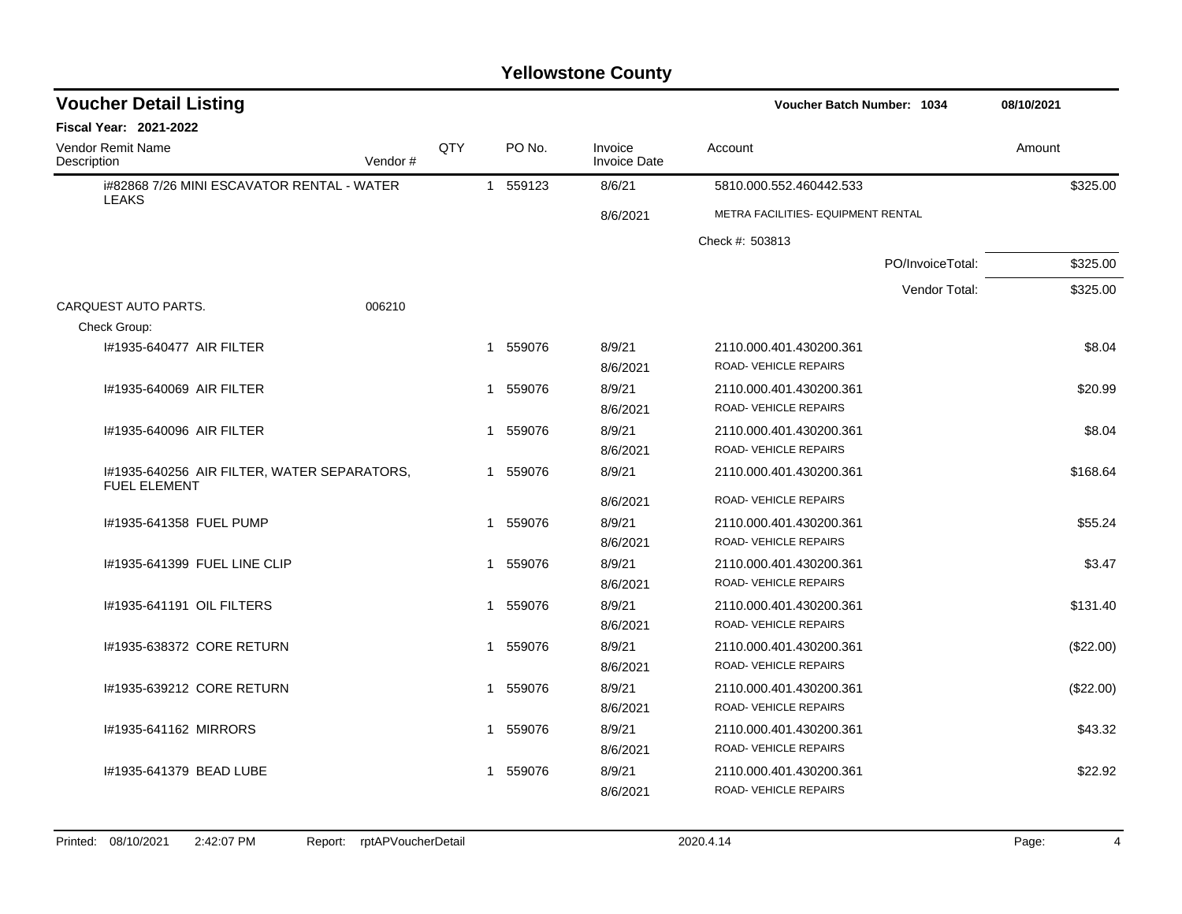# Yellowstone County

## Voucher Detail Listing

**Voucher Batch Number: 1034** — 08/10/2021

**Fiscal Year: 2021-2022**

| Vendor Remit Name / Description | Vendor # | QTY | PO No. | Invoice / Invoice Date | Account | Amount |
|---|---|---|---|---|---|---|
| i#82868 7/26 MINI ESCAVATOR RENTAL - WATER LEAKS | | 1 | 559123 | 8/6/21 | 5810.000.552.460442.533 | $325.00 |
| | | | | 8/6/2021 | METRA FACILITIES- EQUIPMENT RENTAL | |
| | | | | | Check #: 503813 | |
| | | | | | PO/InvoiceTotal: | $325.00 |
| | | | | | Vendor Total: | $325.00 |
| CARQUEST AUTO PARTS. | 006210 | | | | | |
| Check Group: | | | | | | |
| I#1935-640477 AIR FILTER | | 1 | 559076 | 8/9/21 | 2110.000.401.430200.361 | $8.04 |
| | | | | 8/6/2021 | ROAD- VEHICLE REPAIRS | |
| I#1935-640069 AIR FILTER | | 1 | 559076 | 8/9/21 | 2110.000.401.430200.361 | $20.99 |
| | | | | 8/6/2021 | ROAD- VEHICLE REPAIRS | |
| I#1935-640096 AIR FILTER | | 1 | 559076 | 8/9/21 | 2110.000.401.430200.361 | $8.04 |
| | | | | 8/6/2021 | ROAD- VEHICLE REPAIRS | |
| I#1935-640256 AIR FILTER, WATER SEPARATORS, FUEL ELEMENT | | 1 | 559076 | 8/9/21 | 2110.000.401.430200.361 | $168.64 |
| | | | | 8/6/2021 | ROAD- VEHICLE REPAIRS | |
| I#1935-641358 FUEL PUMP | | 1 | 559076 | 8/9/21 | 2110.000.401.430200.361 | $55.24 |
| | | | | 8/6/2021 | ROAD- VEHICLE REPAIRS | |
| I#1935-641399 FUEL LINE CLIP | | 1 | 559076 | 8/9/21 | 2110.000.401.430200.361 | $3.47 |
| | | | | 8/6/2021 | ROAD- VEHICLE REPAIRS | |
| I#1935-641191 OIL FILTERS | | 1 | 559076 | 8/9/21 | 2110.000.401.430200.361 | $131.40 |
| | | | | 8/6/2021 | ROAD- VEHICLE REPAIRS | |
| I#1935-638372 CORE RETURN | | 1 | 559076 | 8/9/21 | 2110.000.401.430200.361 | ($22.00) |
| | | | | 8/6/2021 | ROAD- VEHICLE REPAIRS | |
| I#1935-639212 CORE RETURN | | 1 | 559076 | 8/9/21 | 2110.000.401.430200.361 | ($22.00) |
| | | | | 8/6/2021 | ROAD- VEHICLE REPAIRS | |
| I#1935-641162 MIRRORS | | 1 | 559076 | 8/9/21 | 2110.000.401.430200.361 | $43.32 |
| | | | | 8/6/2021 | ROAD- VEHICLE REPAIRS | |
| I#1935-641379 BEAD LUBE | | 1 | 559076 | 8/9/21 | 2110.000.401.430200.361 | $22.92 |
| | | | | 8/6/2021 | ROAD- VEHICLE REPAIRS | |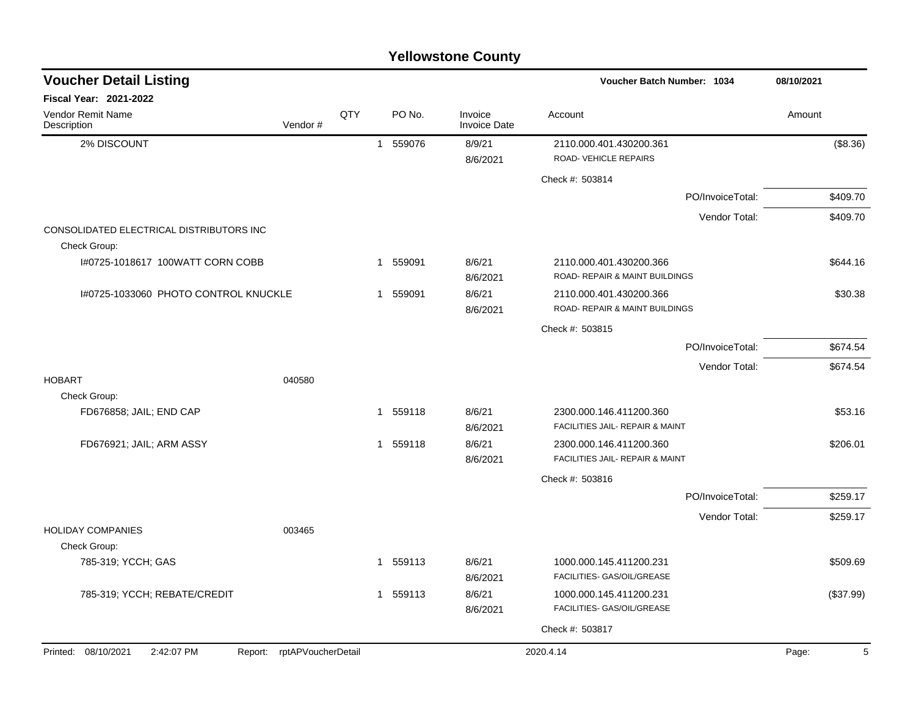# Yellowstone County

## Voucher Detail Listing

**Voucher Batch Number: 1034** — 08/10/2021

**Fiscal Year: 2021-2022**

| Vendor Remit Name / Description | Vendor # | QTY | PO No. | Invoice / Invoice Date | Account | Amount |
|---|---|---|---|---|---|---|
| 2% DISCOUNT | | 1 | 559076 | 8/9/21 / 8/6/2021 | 2110.000.401.430200.361 ROAD- VEHICLE REPAIRS | ($8.36) |
| | | | | | Check #: 503814 | |
| | | | | | PO/InvoiceTotal: | $409.70 |
| | | | | | Vendor Total: | $409.70 |
| CONSOLIDATED ELECTRICAL DISTRIBUTORS INC | | | | | | |
| Check Group: | | | | | | |
| I#0725-1018617 100WATT CORN COBB | | 1 | 559091 | 8/6/21 / 8/6/2021 | 2110.000.401.430200.366 ROAD- REPAIR & MAINT BUILDINGS | $644.16 |
| I#0725-1033060 PHOTO CONTROL KNUCKLE | | 1 | 559091 | 8/6/21 / 8/6/2021 | 2110.000.401.430200.366 ROAD- REPAIR & MAINT BUILDINGS | $30.38 |
| | | | | | Check #: 503815 | |
| | | | | | PO/InvoiceTotal: | $674.54 |
| | | | | | Vendor Total: | $674.54 |
| HOBART | 040580 | | | | | |
| Check Group: | | | | | | |
| FD676858; JAIL; END CAP | | 1 | 559118 | 8/6/21 / 8/6/2021 | 2300.000.146.411200.360 FACILITIES JAIL- REPAIR & MAINT | $53.16 |
| FD676921; JAIL; ARM ASSY | | 1 | 559118 | 8/6/21 / 8/6/2021 | 2300.000.146.411200.360 FACILITIES JAIL- REPAIR & MAINT | $206.01 |
| | | | | | Check #: 503816 | |
| | | | | | PO/InvoiceTotal: | $259.17 |
| | | | | | Vendor Total: | $259.17 |
| HOLIDAY COMPANIES | 003465 | | | | | |
| Check Group: | | | | | | |
| 785-319; YCCH; GAS | | 1 | 559113 | 8/6/21 / 8/6/2021 | 1000.000.145.411200.231 FACILITIES- GAS/OIL/GREASE | $509.69 |
| 785-319; YCCH; REBATE/CREDIT | | 1 | 559113 | 8/6/21 / 8/6/2021 | 1000.000.145.411200.231 FACILITIES- GAS/OIL/GREASE | ($37.99) |
| | | | | | Check #: 503817 | |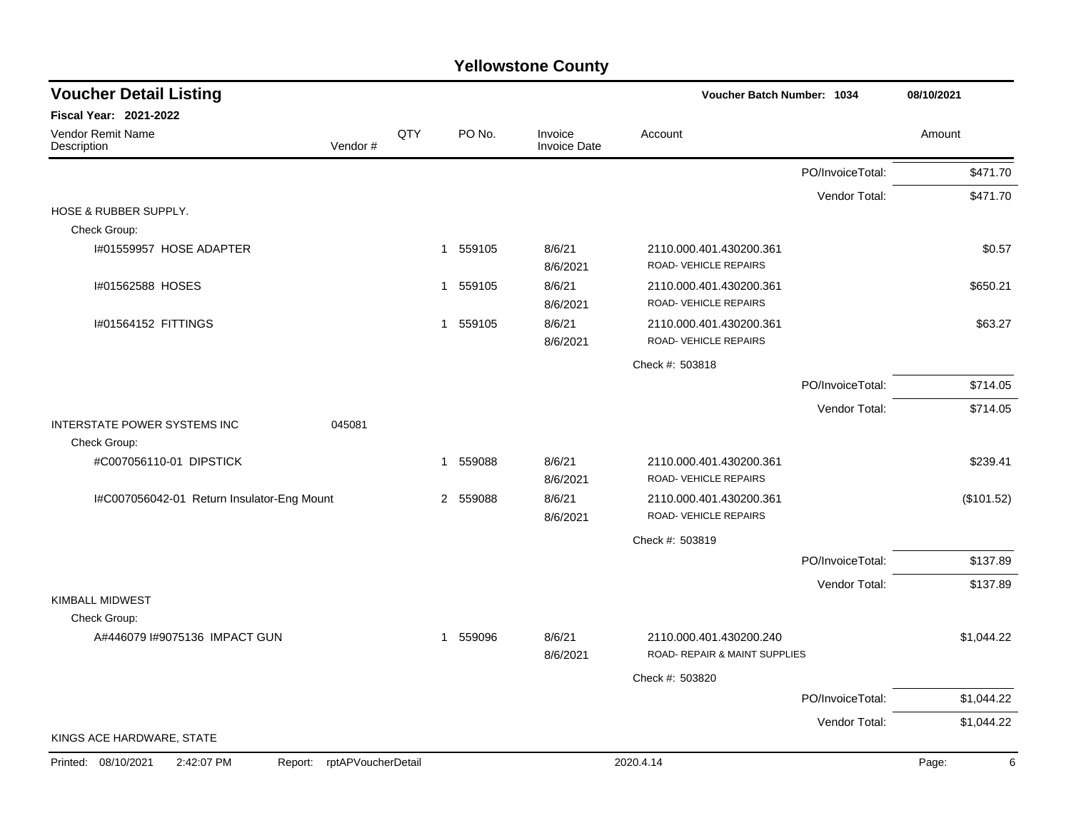## Yellowstone County

### Voucher Detail Listing

**Voucher Batch Number: 1034** | 08/10/2021

**Fiscal Year: 2021-2022**

| Vendor Remit Name / Description | Vendor # | QTY | PO No. | Invoice / Invoice Date | Account | | Amount |
|---|---|---|---|---|---|---|---|
| | | | | | | PO/InvoiceTotal: | $471.70 |
| | | | | | | Vendor Total: | $471.70 |
| HOSE & RUBBER SUPPLY. | | | | | | | |
| Check Group: | | | | | | | |
| I#01559957 HOSE ADAPTER | | 1 | 559105 | 8/6/21 8/6/2021 | 2110.000.401.430200.361 ROAD- VEHICLE REPAIRS | | $0.57 |
| I#01562588 HOSES | | 1 | 559105 | 8/6/21 8/6/2021 | 2110.000.401.430200.361 ROAD- VEHICLE REPAIRS | | $650.21 |
| I#01564152 FITTINGS | | 1 | 559105 | 8/6/21 8/6/2021 | 2110.000.401.430200.361 ROAD- VEHICLE REPAIRS | | $63.27 |
| | | | | | Check #: 503818 | | |
| | | | | | | PO/InvoiceTotal: | $714.05 |
| | | | | | | Vendor Total: | $714.05 |
| INTERSTATE POWER SYSTEMS INC | 045081 | | | | | | |
| Check Group: | | | | | | | |
| #C007056110-01 DIPSTICK | | 1 | 559088 | 8/6/21 8/6/2021 | 2110.000.401.430200.361 ROAD- VEHICLE REPAIRS | | $239.41 |
| I#C007056042-01 Return Insulator-Eng Mount | | 2 | 559088 | 8/6/21 8/6/2021 | 2110.000.401.430200.361 ROAD- VEHICLE REPAIRS | | ($101.52) |
| | | | | | Check #: 503819 | | |
| | | | | | | PO/InvoiceTotal: | $137.89 |
| | | | | | | Vendor Total: | $137.89 |
| KIMBALL MIDWEST | | | | | | | |
| Check Group: | | | | | | | |
| A#446079 I#9075136 IMPACT GUN | | 1 | 559096 | 8/6/21 8/6/2021 | 2110.000.401.430200.240 ROAD- REPAIR & MAINT SUPPLIES | | $1,044.22 |
| | | | | | Check #: 503820 | | |
| | | | | | | PO/InvoiceTotal: | $1,044.22 |
| | | | | | | Vendor Total: | $1,044.22 |
| KINGS ACE HARDWARE, STATE | | | | | | | |

Printed: 08/10/2021 2:42:07 PM Report: rptAPVoucherDetail 2020.4.14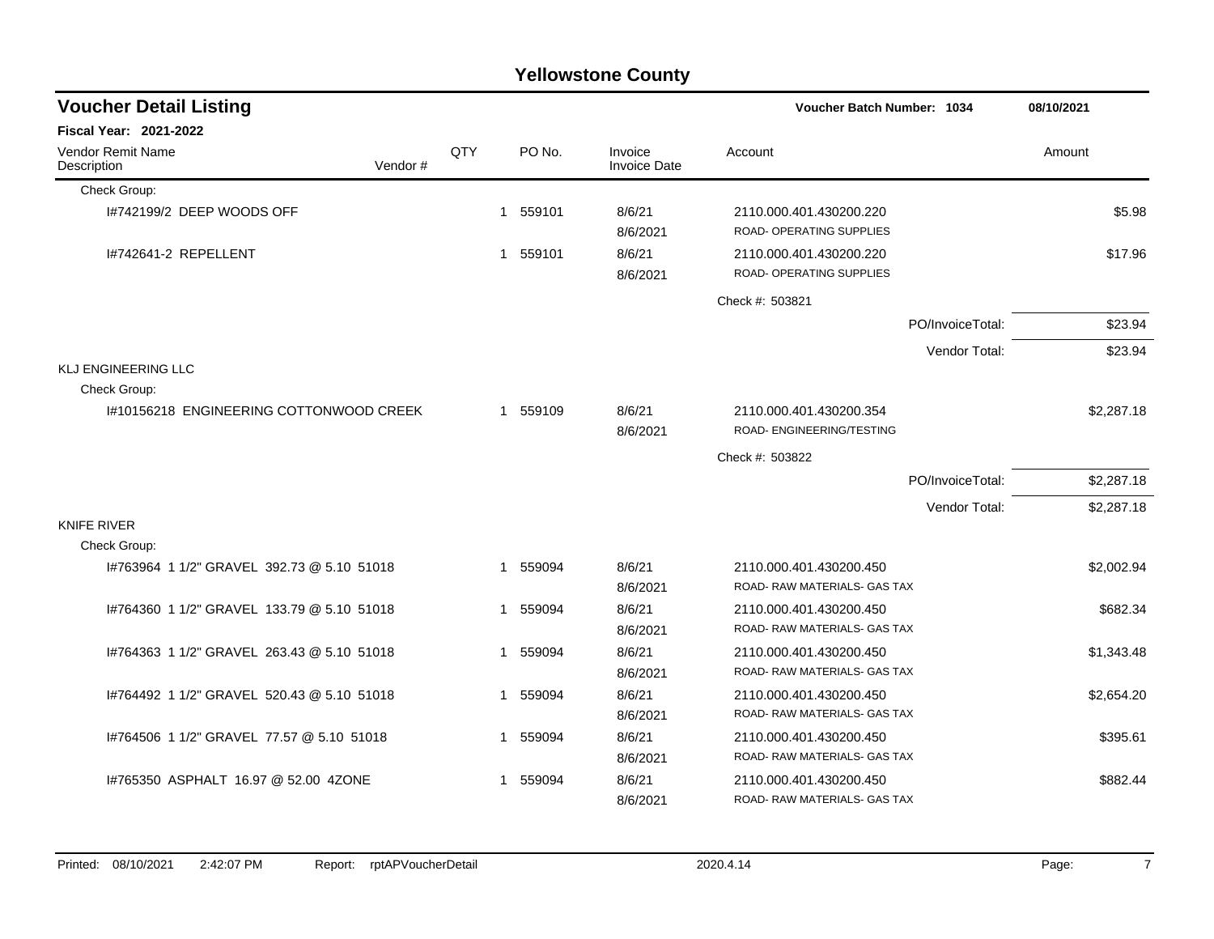# Yellowstone County

## Voucher Detail Listing

**Voucher Batch Number: 1034** — 08/10/2021

**Fiscal Year: 2021-2022**

| Vendor Remit Name / Description | Vendor # | QTY | PO No. | Invoice / Invoice Date | Account | Amount |
|---|---|---|---|---|---|---|
| Check Group: | | | | | | |
| I#742199/2 DEEP WOODS OFF | | 1 | 559101 | 8/6/21<br>8/6/2021 | 2110.000.401.430200.220<br>ROAD- OPERATING SUPPLIES | $5.98 |
| I#742641-2 REPELLENT | | 1 | 559101 | 8/6/21<br>8/6/2021 | 2110.000.401.430200.220<br>ROAD- OPERATING SUPPLIES | $17.96 |
| | | | | | Check #: 503821 | |
| | | | | | PO/InvoiceTotal: | $23.94 |
| | | | | | Vendor Total: | $23.94 |
| KLJ ENGINEERING LLC | | | | | | |
| Check Group: | | | | | | |
| I#10156218 ENGINEERING COTTONWOOD CREEK | | 1 | 559109 | 8/6/21<br>8/6/2021 | 2110.000.401.430200.354<br>ROAD- ENGINEERING/TESTING | $2,287.18 |
| | | | | | Check #: 503822 | |
| | | | | | PO/InvoiceTotal: | $2,287.18 |
| | | | | | Vendor Total: | $2,287.18 |
| KNIFE RIVER | | | | | | |
| Check Group: | | | | | | |
| I#763964 1 1/2" GRAVEL 392.73 @ 5.10 51018 | | 1 | 559094 | 8/6/21<br>8/6/2021 | 2110.000.401.430200.450<br>ROAD- RAW MATERIALS- GAS TAX | $2,002.94 |
| I#764360 1 1/2" GRAVEL 133.79 @ 5.10 51018 | | 1 | 559094 | 8/6/21<br>8/6/2021 | 2110.000.401.430200.450<br>ROAD- RAW MATERIALS- GAS TAX | $682.34 |
| I#764363 1 1/2" GRAVEL 263.43 @ 5.10 51018 | | 1 | 559094 | 8/6/21<br>8/6/2021 | 2110.000.401.430200.450<br>ROAD- RAW MATERIALS- GAS TAX | $1,343.48 |
| I#764492 1 1/2" GRAVEL 520.43 @ 5.10 51018 | | 1 | 559094 | 8/6/21<br>8/6/2021 | 2110.000.401.430200.450<br>ROAD- RAW MATERIALS- GAS TAX | $2,654.20 |
| I#764506 1 1/2" GRAVEL 77.57 @ 5.10 51018 | | 1 | 559094 | 8/6/21<br>8/6/2021 | 2110.000.401.430200.450<br>ROAD- RAW MATERIALS- GAS TAX | $395.61 |
| I#765350 ASPHALT 16.97 @ 52.00 4ZONE | | 1 | 559094 | 8/6/21<br>8/6/2021 | 2110.000.401.430200.450<br>ROAD- RAW MATERIALS- GAS TAX | $882.44 |

Printed: 08/10/2021 2:42:07 PM Report: rptAPVoucherDetail 2020.4.14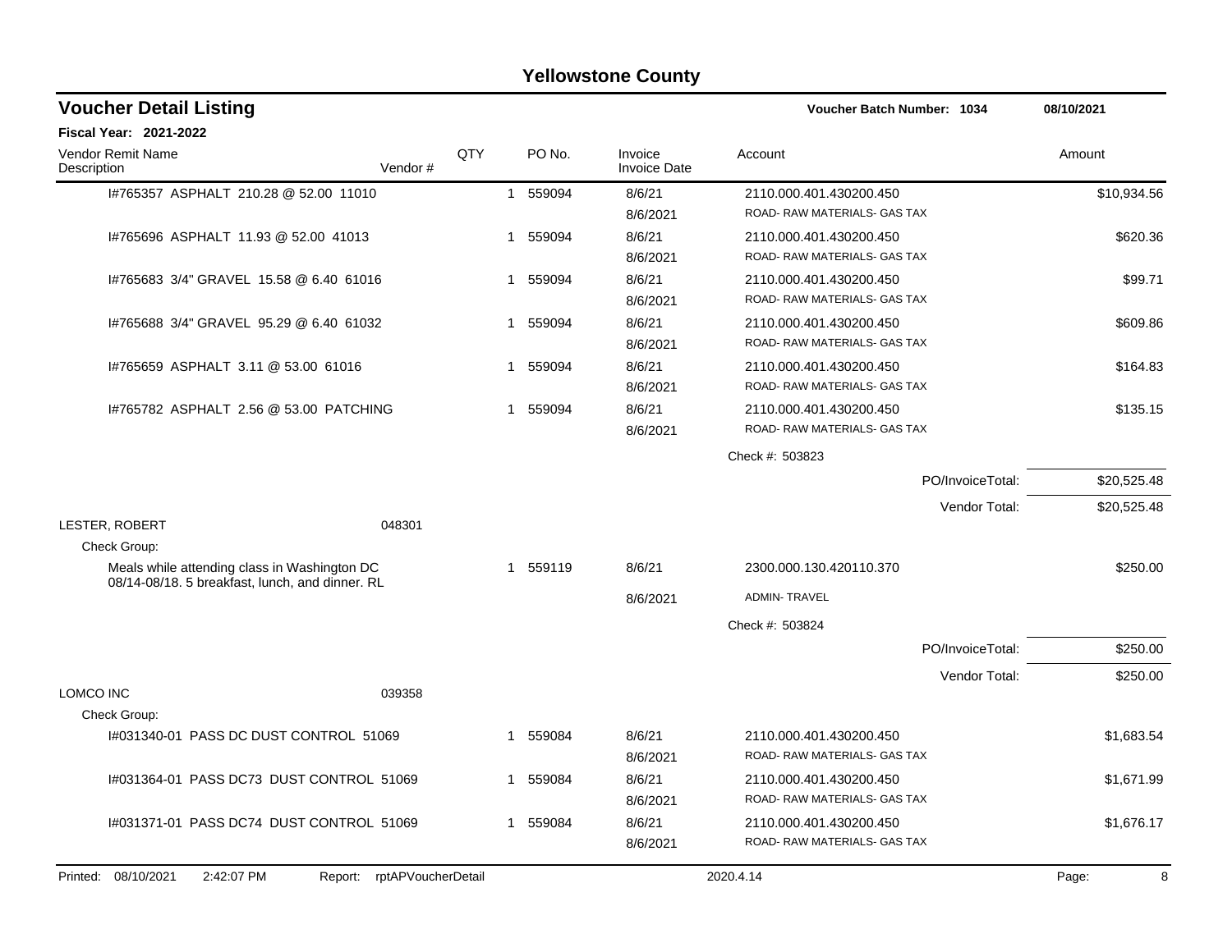# Yellowstone County

## Voucher Detail Listing

**Voucher Batch Number: 1034** — 08/10/2021

**Fiscal Year: 2021-2022**

| Vendor Remit Name / Description | Vendor # | QTY | PO No. | Invoice / Invoice Date | Account | Amount |
|---|---|---|---|---|---|---|
| I#765357 ASPHALT 210.28 @ 52.00 11010 | | 1 | 559094 | 8/6/21<br>8/6/2021 | 2110.000.401.430200.450<br>ROAD- RAW MATERIALS- GAS TAX | $10,934.56 |
| I#765696 ASPHALT 11.93 @ 52.00 41013 | | 1 | 559094 | 8/6/21<br>8/6/2021 | 2110.000.401.430200.450<br>ROAD- RAW MATERIALS- GAS TAX | $620.36 |
| I#765683 3/4" GRAVEL 15.58 @ 6.40 61016 | | 1 | 559094 | 8/6/21<br>8/6/2021 | 2110.000.401.430200.450<br>ROAD- RAW MATERIALS- GAS TAX | $99.71 |
| I#765688 3/4" GRAVEL 95.29 @ 6.40 61032 | | 1 | 559094 | 8/6/21<br>8/6/2021 | 2110.000.401.430200.450<br>ROAD- RAW MATERIALS- GAS TAX | $609.86 |
| I#765659 ASPHALT 3.11 @ 53.00 61016 | | 1 | 559094 | 8/6/21<br>8/6/2021 | 2110.000.401.430200.450<br>ROAD- RAW MATERIALS- GAS TAX | $164.83 |
| I#765782 ASPHALT 2.56 @ 53.00 PATCHING | | 1 | 559094 | 8/6/21<br>8/6/2021 | 2110.000.401.430200.450<br>ROAD- RAW MATERIALS- GAS TAX | $135.15 |
| | | | | | Check #: 503823 | |
| | | | | | PO/InvoiceTotal: | $20,525.48 |
| | | | | | Vendor Total: | $20,525.48 |
| LESTER, ROBERT | 048301 | | | | | |
| Check Group: | | | | | | |
| Meals while attending class in Washington DC 08/14-08/18. 5 breakfast, lunch, and dinner. RL | | 1 | 559119 | 8/6/21<br>8/6/2021 | 2300.000.130.420110.370<br>ADMIN- TRAVEL | $250.00 |
| | | | | | Check #: 503824 | |
| | | | | | PO/InvoiceTotal: | $250.00 |
| | | | | | Vendor Total: | $250.00 |
| LOMCO INC | 039358 | | | | | |
| Check Group: | | | | | | |
| I#031340-01 PASS DC DUST CONTROL 51069 | | 1 | 559084 | 8/6/21<br>8/6/2021 | 2110.000.401.430200.450<br>ROAD- RAW MATERIALS- GAS TAX | $1,683.54 |
| I#031364-01 PASS DC73 DUST CONTROL 51069 | | 1 | 559084 | 8/6/21<br>8/6/2021 | 2110.000.401.430200.450<br>ROAD- RAW MATERIALS- GAS TAX | $1,671.99 |
| I#031371-01 PASS DC74 DUST CONTROL 51069 | | 1 | 559084 | 8/6/21<br>8/6/2021 | 2110.000.401.430200.450<br>ROAD- RAW MATERIALS- GAS TAX | $1,676.17 |

Printed: 08/10/2021 2:42:07 PM Report: rptAPVoucherDetail 2020.4.14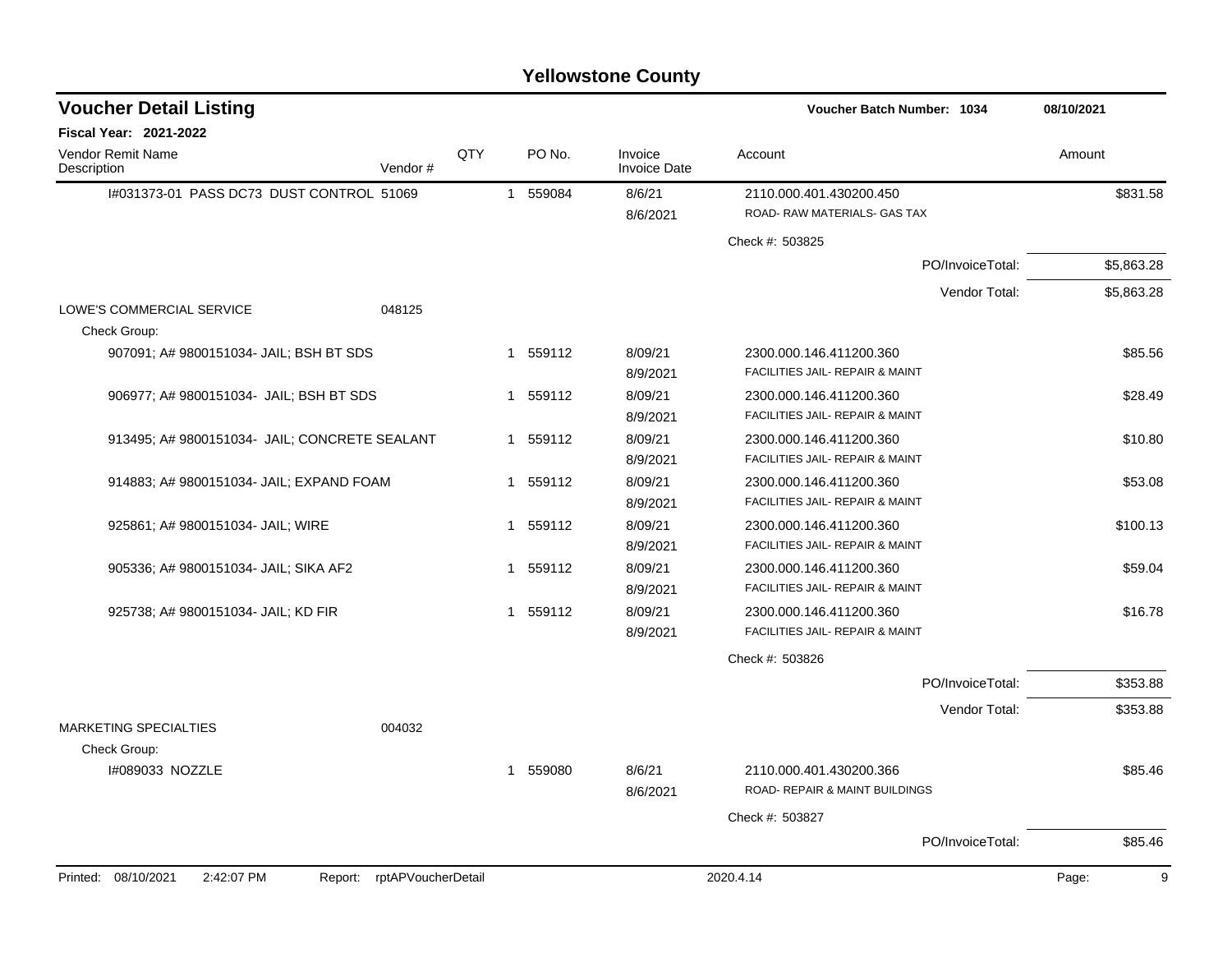# Yellowstone County

## Voucher Detail Listing

**Voucher Batch Number: 1034** 08/10/2021

**Fiscal Year: 2021-2022**

| Vendor Remit Name / Description | Vendor # | QTY | PO No. | Invoice / Invoice Date | Account | Amount |
|---|---|---|---|---|---|---|
| I#031373-01 PASS DC73 DUST CONTROL | 51069 | 1 | 559084 | 8/6/21 / 8/6/2021 | 2110.000.401.430200.450 ROAD- RAW MATERIALS- GAS TAX | $831.58 |
| | | | | | Check #: 503825 | |
| | | | | | PO/InvoiceTotal: | $5,863.28 |
| | | | | | Vendor Total: | $5,863.28 |
| LOWE'S COMMERCIAL SERVICE | 048125 | | | | | |
| Check Group: | | | | | | |
| 907091; A# 9800151034- JAIL; BSH BT SDS | | 1 | 559112 | 8/09/21 / 8/9/2021 | 2300.000.146.411200.360 FACILITIES JAIL- REPAIR & MAINT | $85.56 |
| 906977; A# 9800151034- JAIL; BSH BT SDS | | 1 | 559112 | 8/09/21 / 8/9/2021 | 2300.000.146.411200.360 FACILITIES JAIL- REPAIR & MAINT | $28.49 |
| 913495; A# 9800151034- JAIL; CONCRETE SEALANT | | 1 | 559112 | 8/09/21 / 8/9/2021 | 2300.000.146.411200.360 FACILITIES JAIL- REPAIR & MAINT | $10.80 |
| 914883; A# 9800151034- JAIL; EXPAND FOAM | | 1 | 559112 | 8/09/21 / 8/9/2021 | 2300.000.146.411200.360 FACILITIES JAIL- REPAIR & MAINT | $53.08 |
| 925861; A# 9800151034- JAIL; WIRE | | 1 | 559112 | 8/09/21 / 8/9/2021 | 2300.000.146.411200.360 FACILITIES JAIL- REPAIR & MAINT | $100.13 |
| 905336; A# 9800151034- JAIL; SIKA AF2 | | 1 | 559112 | 8/09/21 / 8/9/2021 | 2300.000.146.411200.360 FACILITIES JAIL- REPAIR & MAINT | $59.04 |
| 925738; A# 9800151034- JAIL; KD FIR | | 1 | 559112 | 8/09/21 / 8/9/2021 | 2300.000.146.411200.360 FACILITIES JAIL- REPAIR & MAINT | $16.78 |
| | | | | | Check #: 503826 | |
| | | | | | PO/InvoiceTotal: | $353.88 |
| | | | | | Vendor Total: | $353.88 |
| MARKETING SPECIALTIES | 004032 | | | | | |
| Check Group: | | | | | | |
| I#089033 NOZZLE | | 1 | 559080 | 8/6/21 / 8/6/2021 | 2110.000.401.430200.366 ROAD- REPAIR & MAINT BUILDINGS | $85.46 |
| | | | | | Check #: 503827 | |
| | | | | | PO/InvoiceTotal: | $85.46 |

Printed: 08/10/2021 2:42:07 PM Report: rptAPVoucherDetail 2020.4.14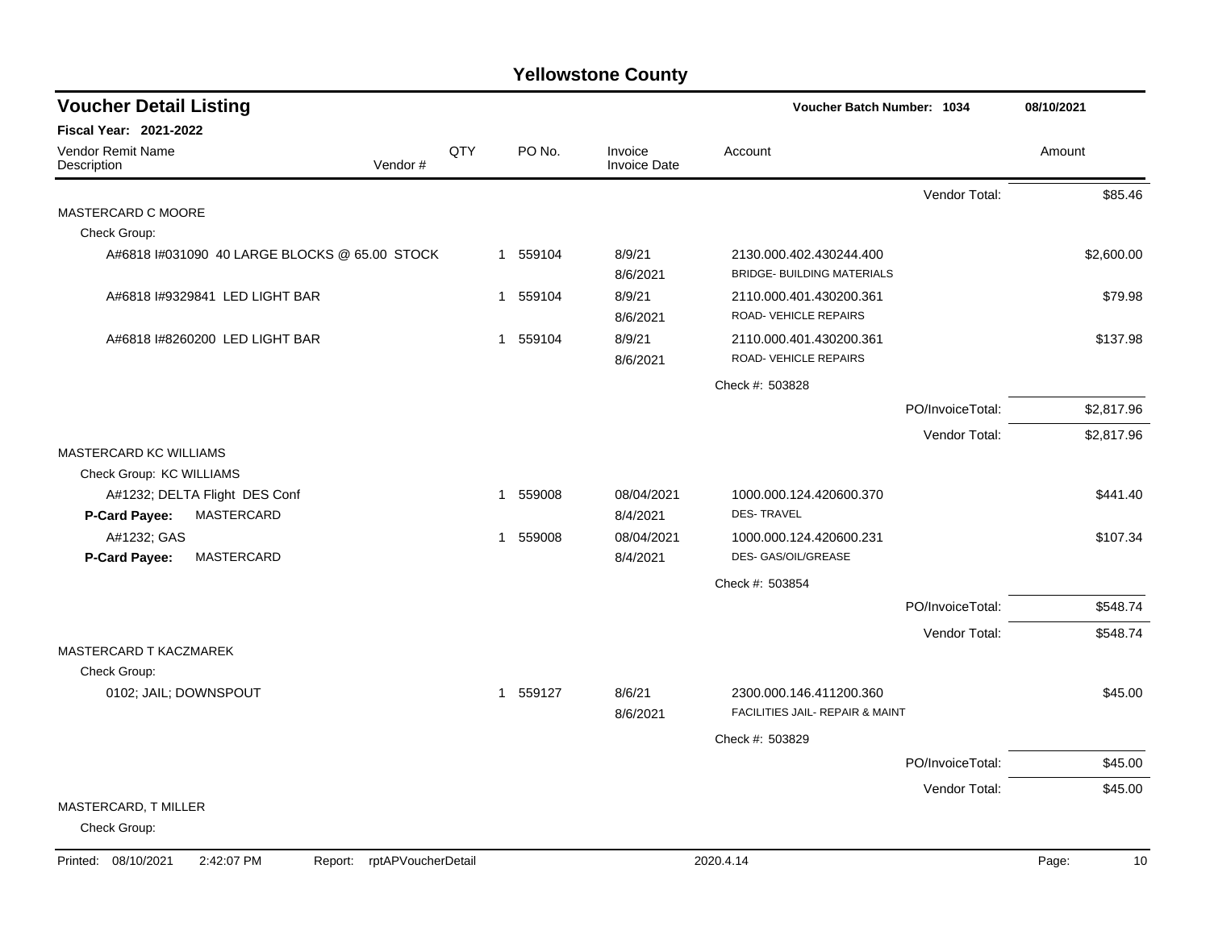# Yellowstone County

## Voucher Detail Listing

**Voucher Batch Number: 1034** — 08/10/2021

**Fiscal Year: 2021-2022**

| Vendor Remit Name / Description | Vendor # | QTY | PO No. | Invoice / Invoice Date | Account | | Amount |
|---|---|---|---|---|---|---|---|
| | | | | | | Vendor Total: | $85.46 |
| MASTERCARD C MOORE | | | | | | | |
| Check Group: | | | | | | | |
| A#6818 I#031090 40 LARGE BLOCKS @ 65.00 STOCK | | 1 | 559104 | 8/9/21<br>8/6/2021 | 2130.000.402.430244.400<br>BRIDGE- BUILDING MATERIALS | | $2,600.00 |
| A#6818 I#9329841 LED LIGHT BAR | | 1 | 559104 | 8/9/21<br>8/6/2021 | 2110.000.401.430200.361<br>ROAD- VEHICLE REPAIRS | | $79.98 |
| A#6818 I#8260200 LED LIGHT BAR | | 1 | 559104 | 8/9/21<br>8/6/2021 | 2110.000.401.430200.361<br>ROAD- VEHICLE REPAIRS | | $137.98 |
| | | | | | Check #: 503828 | | |
| | | | | | | PO/InvoiceTotal: | $2,817.96 |
| | | | | | | Vendor Total: | $2,817.96 |
| MASTERCARD KC WILLIAMS | | | | | | | |
| Check Group: KC WILLIAMS | | | | | | | |
| A#1232; DELTA Flight DES Conf<br>**P-Card Payee:** MASTERCARD | | 1 | 559008 | 08/04/2021<br>8/4/2021 | 1000.000.124.420600.370<br>DES- TRAVEL | | $441.40 |
| A#1232; GAS<br>**P-Card Payee:** MASTERCARD | | 1 | 559008 | 08/04/2021<br>8/4/2021 | 1000.000.124.420600.231<br>DES- GAS/OIL/GREASE | | $107.34 |
| | | | | | Check #: 503854 | | |
| | | | | | | PO/InvoiceTotal: | $548.74 |
| | | | | | | Vendor Total: | $548.74 |
| MASTERCARD T KACZMAREK | | | | | | | |
| Check Group: | | | | | | | |
| 0102; JAIL; DOWNSPOUT | | 1 | 559127 | 8/6/21<br>8/6/2021 | 2300.000.146.411200.360<br>FACILITIES JAIL- REPAIR & MAINT | | $45.00 |
| | | | | | Check #: 503829 | | |
| | | | | | | PO/InvoiceTotal: | $45.00 |
| | | | | | | Vendor Total: | $45.00 |
| MASTERCARD, T MILLER | | | | | | | |
| Check Group: | | | | | | | |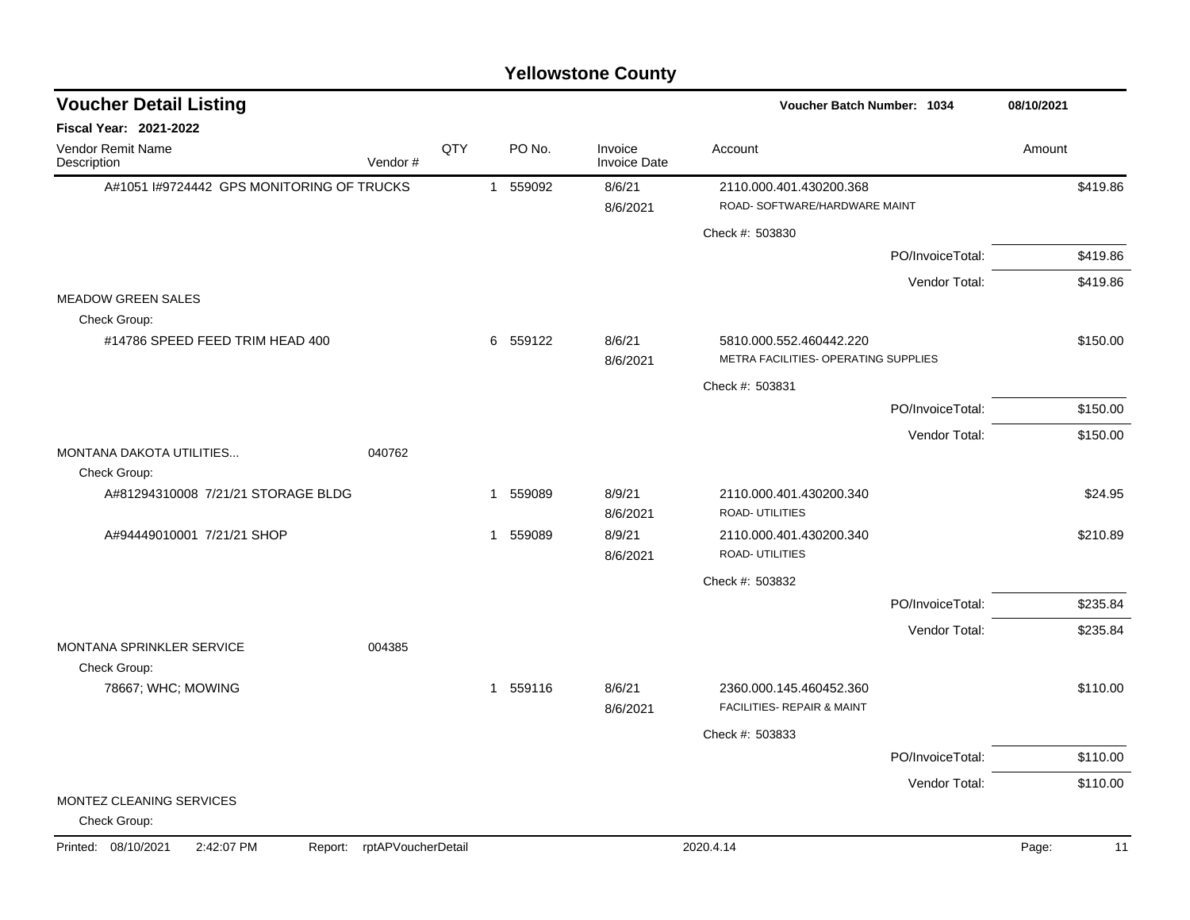# Yellowstone County

## Voucher Detail Listing

**Voucher Batch Number: 1034** 08/10/2021

**Fiscal Year: 2021-2022**

| Vendor Remit Name / Description | Vendor # | QTY | PO No. | Invoice / Invoice Date | Account | Amount |
|---|---|---|---|---|---|---|
| A#1051 I#9724442 GPS MONITORING OF TRUCKS | | 1 | 559092 | 8/6/21 / 8/6/2021 | 2110.000.401.430200.368 ROAD- SOFTWARE/HARDWARE MAINT | $419.86 |
| | | | | | Check #: 503830 | |
| | | | | | PO/InvoiceTotal: | $419.86 |
| | | | | | Vendor Total: | $419.86 |
| MEADOW GREEN SALES | | | | | | |
| Check Group: | | | | | | |
| #14786 SPEED FEED TRIM HEAD 400 | | 6 | 559122 | 8/6/21 / 8/6/2021 | 5810.000.552.460442.220 METRA FACILITIES- OPERATING SUPPLIES | $150.00 |
| | | | | | Check #: 503831 | |
| | | | | | PO/InvoiceTotal: | $150.00 |
| | | | | | Vendor Total: | $150.00 |
| MONTANA DAKOTA UTILITIES... | 040762 | | | | | |
| Check Group: | | | | | | |
| A#81294310008 7/21/21 STORAGE BLDG | | 1 | 559089 | 8/9/21 / 8/6/2021 | 2110.000.401.430200.340 ROAD- UTILITIES | $24.95 |
| A#94449010001 7/21/21 SHOP | | 1 | 559089 | 8/9/21 / 8/6/2021 | 2110.000.401.430200.340 ROAD- UTILITIES | $210.89 |
| | | | | | Check #: 503832 | |
| | | | | | PO/InvoiceTotal: | $235.84 |
| | | | | | Vendor Total: | $235.84 |
| MONTANA SPRINKLER SERVICE | 004385 | | | | | |
| Check Group: | | | | | | |
| 78667; WHC; MOWING | | 1 | 559116 | 8/6/21 / 8/6/2021 | 2360.000.145.460452.360 FACILITIES- REPAIR & MAINT | $110.00 |
| | | | | | Check #: 503833 | |
| | | | | | PO/InvoiceTotal: | $110.00 |
| | | | | | Vendor Total: | $110.00 |
| MONTEZ CLEANING SERVICES | | | | | | |
| Check Group: | | | | | | |

Printed: 08/10/2021 2:42:07 PM Report: rptAPVoucherDetail 2020.4.14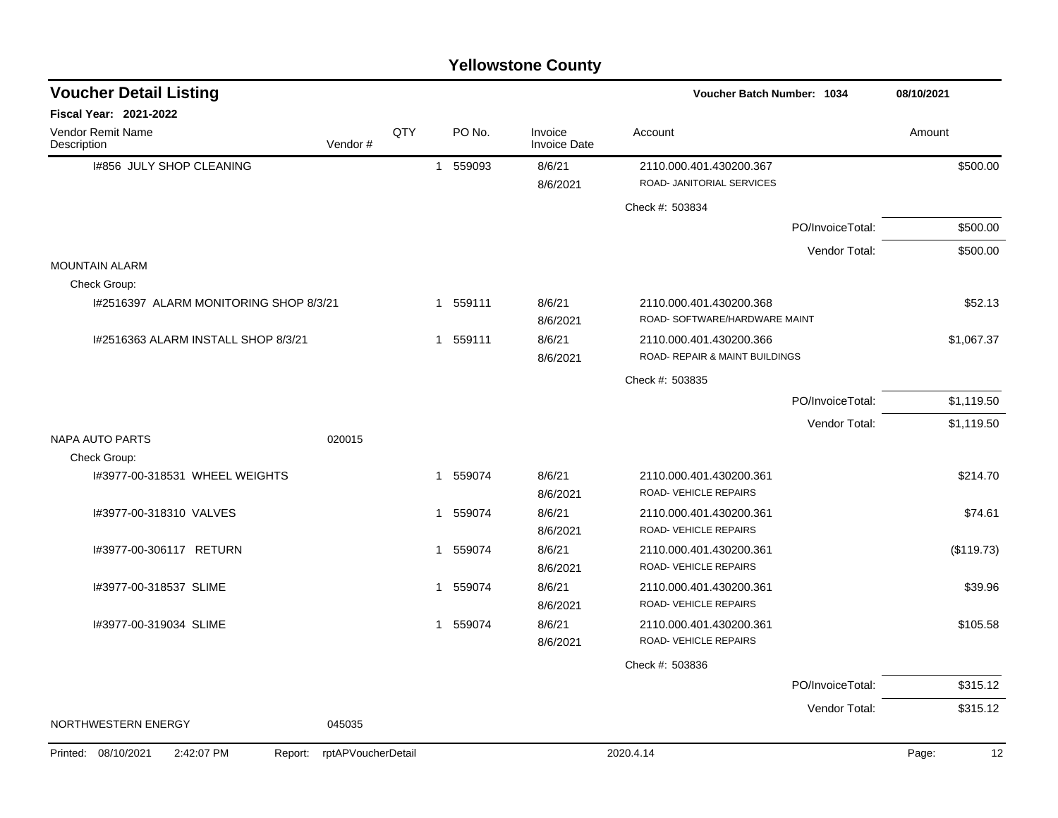# Yellowstone County

## Voucher Detail Listing

**Voucher Batch Number: 1034** — 08/10/2021

**Fiscal Year: 2021-2022**

| Vendor Remit Name / Description | Vendor # | QTY | PO No. | Invoice / Invoice Date | Account | Amount |
|---|---|---|---|---|---|---|
| I#856 JULY SHOP CLEANING | | 1 | 559093 | 8/6/21<br>8/6/2021 | 2110.000.401.430200.367<br>ROAD- JANITORIAL SERVICES | $500.00 |
| | | | | | Check #: 503834 | |
| | | | | | PO/InvoiceTotal: | $500.00 |
| | | | | | Vendor Total: | $500.00 |
| MOUNTAIN ALARM | | | | | | |
| Check Group: | | | | | | |
| I#2516397 ALARM MONITORING SHOP 8/3/21 | | 1 | 559111 | 8/6/21<br>8/6/2021 | 2110.000.401.430200.368<br>ROAD- SOFTWARE/HARDWARE MAINT | $52.13 |
| I#2516363 ALARM INSTALL SHOP 8/3/21 | | 1 | 559111 | 8/6/21<br>8/6/2021 | 2110.000.401.430200.366<br>ROAD- REPAIR & MAINT BUILDINGS | $1,067.37 |
| | | | | | Check #: 503835 | |
| | | | | | PO/InvoiceTotal: | $1,119.50 |
| | | | | | Vendor Total: | $1,119.50 |
| NAPA AUTO PARTS | 020015 | | | | | |
| Check Group: | | | | | | |
| I#3977-00-318531 WHEEL WEIGHTS | | 1 | 559074 | 8/6/21<br>8/6/2021 | 2110.000.401.430200.361<br>ROAD- VEHICLE REPAIRS | $214.70 |
| I#3977-00-318310 VALVES | | 1 | 559074 | 8/6/21<br>8/6/2021 | 2110.000.401.430200.361<br>ROAD- VEHICLE REPAIRS | $74.61 |
| I#3977-00-306117 RETURN | | 1 | 559074 | 8/6/21<br>8/6/2021 | 2110.000.401.430200.361<br>ROAD- VEHICLE REPAIRS | ($119.73) |
| I#3977-00-318537 SLIME | | 1 | 559074 | 8/6/21<br>8/6/2021 | 2110.000.401.430200.361<br>ROAD- VEHICLE REPAIRS | $39.96 |
| I#3977-00-319034 SLIME | | 1 | 559074 | 8/6/21<br>8/6/2021 | 2110.000.401.430200.361<br>ROAD- VEHICLE REPAIRS | $105.58 |
| | | | | | Check #: 503836 | |
| | | | | | PO/InvoiceTotal: | $315.12 |
| | | | | | Vendor Total: | $315.12 |
| NORTHWESTERN ENERGY | 045035 | | | | | |

Printed: 08/10/2021 2:42:07 PM Report: rptAPVoucherDetail 2020.4.14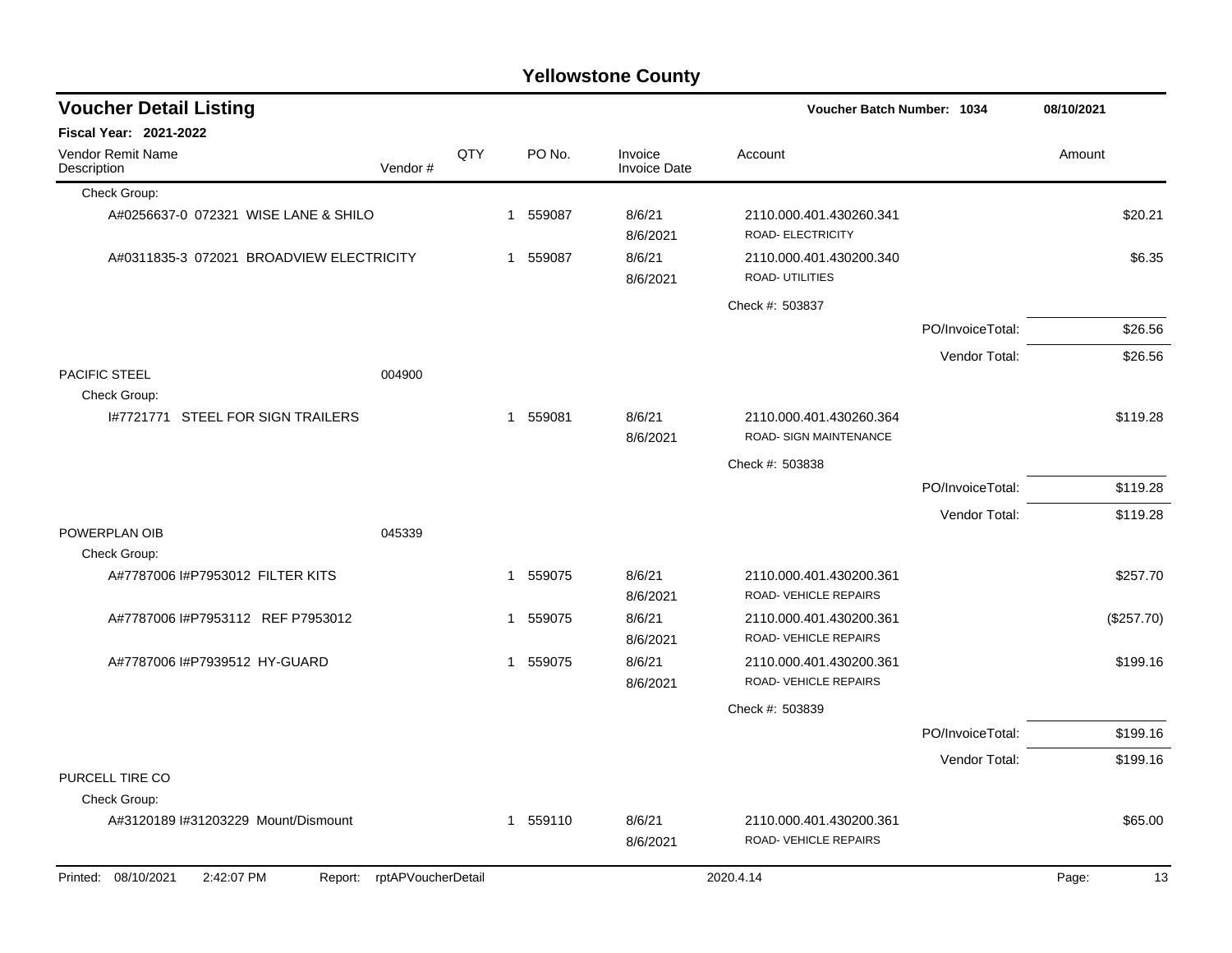# Yellowstone County

## Voucher Detail Listing

**Voucher Batch Number: 1034** — 08/10/2021

**Fiscal Year: 2021-2022**

| Vendor Remit Name / Description | Vendor # | QTY | PO No. | Invoice / Invoice Date | Account | | Amount |
|---|---|---|---|---|---|---|---|
| Check Group: | | | | | | | |
| A#0256637-0 072321 WISE LANE & SHILO | | 1 | 559087 | 8/6/21 8/6/2021 | 2110.000.401.430260.341 ROAD- ELECTRICITY | | $20.21 |
| A#0311835-3 072021 BROADVIEW ELECTRICITY | | 1 | 559087 | 8/6/21 8/6/2021 | 2110.000.401.430200.340 ROAD- UTILITIES | | $6.35 |
| | | | | | Check #: 503837 | | |
| | | | | | | PO/InvoiceTotal: | $26.56 |
| | | | | | | Vendor Total: | $26.56 |
| PACIFIC STEEL | 004900 | | | | | | |
| Check Group: | | | | | | | |
| I#7721771 STEEL FOR SIGN TRAILERS | | 1 | 559081 | 8/6/21 8/6/2021 | 2110.000.401.430260.364 ROAD- SIGN MAINTENANCE | | $119.28 |
| | | | | | Check #: 503838 | | |
| | | | | | | PO/InvoiceTotal: | $119.28 |
| | | | | | | Vendor Total: | $119.28 |
| POWERPLAN OIB | 045339 | | | | | | |
| Check Group: | | | | | | | |
| A#7787006 I#P7953012 FILTER KITS | | 1 | 559075 | 8/6/21 8/6/2021 | 2110.000.401.430200.361 ROAD- VEHICLE REPAIRS | | $257.70 |
| A#7787006 I#P7953112 REF P7953012 | | 1 | 559075 | 8/6/21 8/6/2021 | 2110.000.401.430200.361 ROAD- VEHICLE REPAIRS | | ($257.70) |
| A#7787006 I#P7939512 HY-GUARD | | 1 | 559075 | 8/6/21 8/6/2021 | 2110.000.401.430200.361 ROAD- VEHICLE REPAIRS | | $199.16 |
| | | | | | Check #: 503839 | | |
| | | | | | | PO/InvoiceTotal: | $199.16 |
| | | | | | | Vendor Total: | $199.16 |
| PURCELL TIRE CO | | | | | | | |
| Check Group: | | | | | | | |
| A#3120189 I#31203229 Mount/Dismount | | 1 | 559110 | 8/6/21 8/6/2021 | 2110.000.401.430200.361 ROAD- VEHICLE REPAIRS | | $65.00 |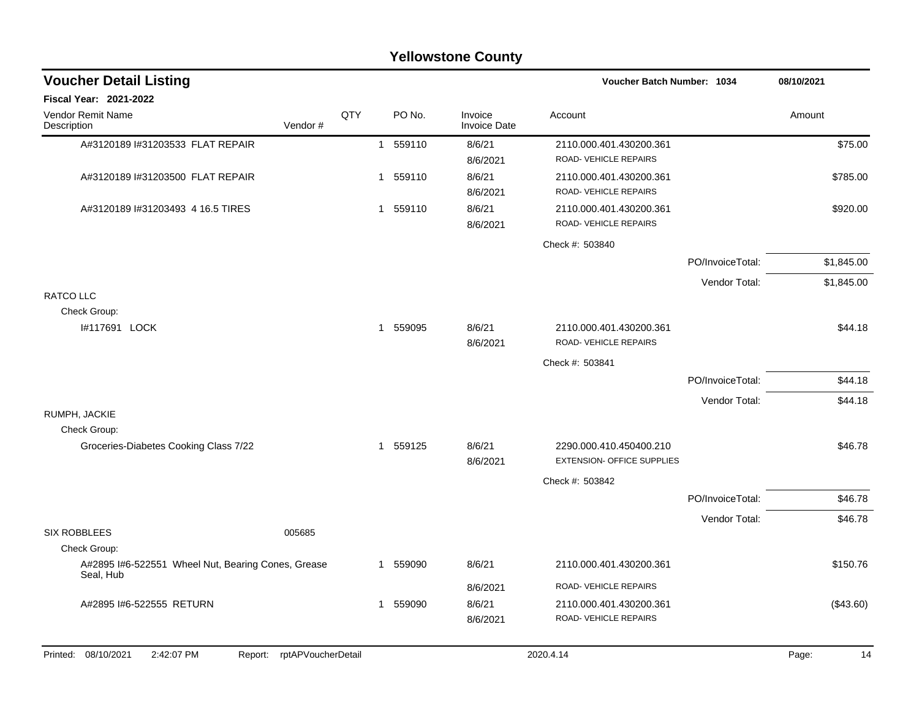# Yellowstone County

## Voucher Detail Listing

**Voucher Batch Number: 1034** — 08/10/2021

**Fiscal Year: 2021-2022**

| Vendor Remit Name / Description | Vendor # | QTY | PO No. | Invoice / Invoice Date | Account | | Amount |
|---|---|---|---|---|---|---|---|
| A#3120189 I#31203533 FLAT REPAIR | | 1 | 559110 | 8/6/21 / 8/6/2021 | 2110.000.401.430200.361 ROAD- VEHICLE REPAIRS | | $75.00 |
| A#3120189 I#31203500 FLAT REPAIR | | 1 | 559110 | 8/6/21 / 8/6/2021 | 2110.000.401.430200.361 ROAD- VEHICLE REPAIRS | | $785.00 |
| A#3120189 I#31203493 4 16.5 TIRES | | 1 | 559110 | 8/6/21 / 8/6/2021 | 2110.000.401.430200.361 ROAD- VEHICLE REPAIRS | | $920.00 |
| | | | | | Check #: 503840 | | |
| | | | | | | PO/InvoiceTotal: | $1,845.00 |
| | | | | | | Vendor Total: | $1,845.00 |
| RATCO LLC | | | | | | | |
| Check Group: | | | | | | | |
| I#117691 LOCK | | 1 | 559095 | 8/6/21 / 8/6/2021 | 2110.000.401.430200.361 ROAD- VEHICLE REPAIRS | | $44.18 |
| | | | | | Check #: 503841 | | |
| | | | | | | PO/InvoiceTotal: | $44.18 |
| | | | | | | Vendor Total: | $44.18 |
| RUMPH, JACKIE | | | | | | | |
| Check Group: | | | | | | | |
| Groceries-Diabetes Cooking Class 7/22 | | 1 | 559125 | 8/6/21 / 8/6/2021 | 2290.000.410.450400.210 EXTENSION- OFFICE SUPPLIES | | $46.78 |
| | | | | | Check #: 503842 | | |
| | | | | | | PO/InvoiceTotal: | $46.78 |
| | | | | | | Vendor Total: | $46.78 |
| SIX ROBBLEES | 005685 | | | | | | |
| Check Group: | | | | | | | |
| A#2895 I#6-522551 Wheel Nut, Bearing Cones, Grease Seal, Hub | | 1 | 559090 | 8/6/21 / 8/6/2021 | 2110.000.401.430200.361 ROAD- VEHICLE REPAIRS | | $150.76 |
| A#2895 I#6-522555 RETURN | | 1 | 559090 | 8/6/21 / 8/6/2021 | 2110.000.401.430200.361 ROAD- VEHICLE REPAIRS | | ($43.60) |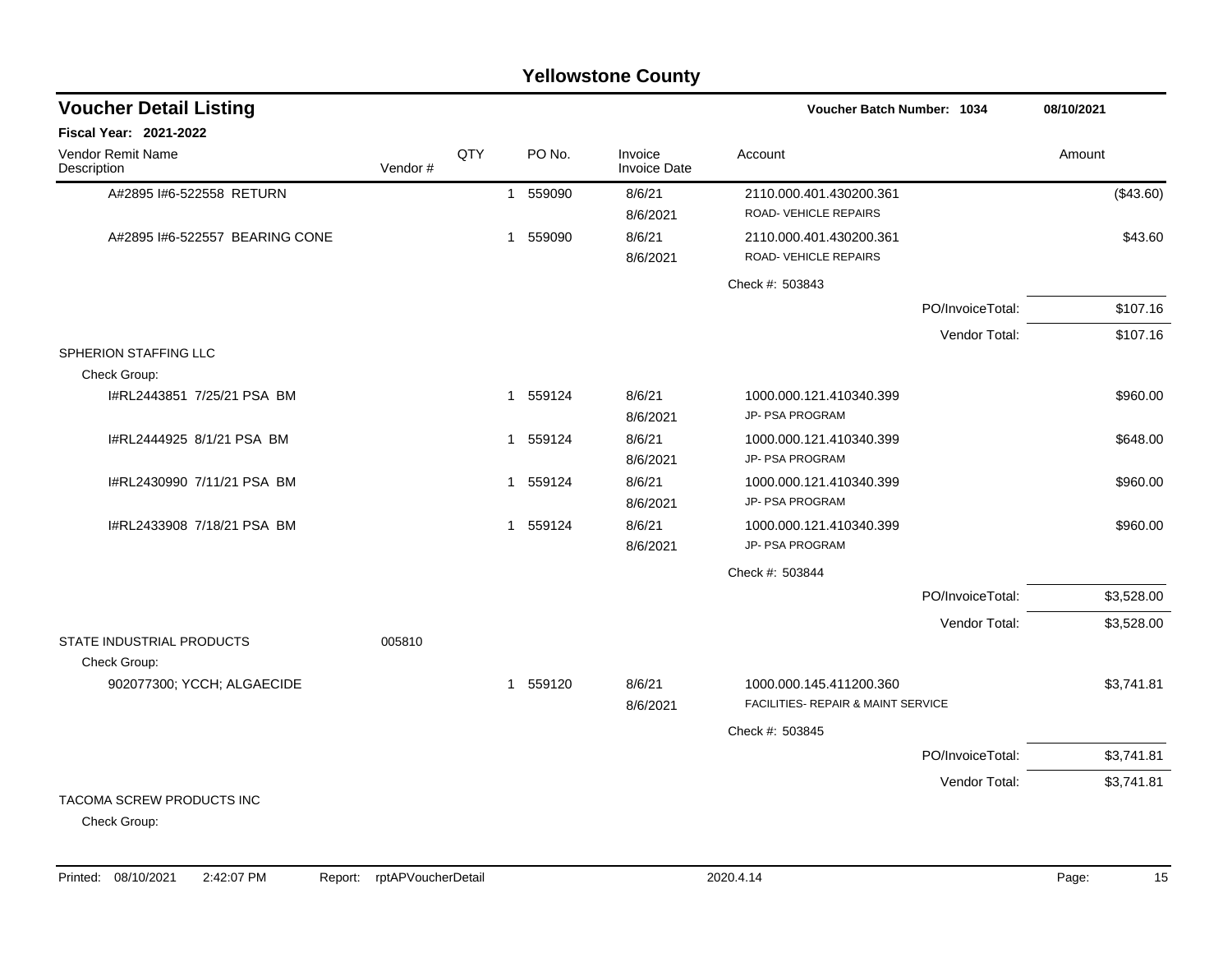# Yellowstone County

## Voucher Detail Listing

**Voucher Batch Number: 1034** — 08/10/2021

**Fiscal Year: 2021-2022**

| Vendor Remit Name / Description | Vendor # | QTY | PO No. | Invoice / Invoice Date | Account | Amount |
|---|---|---|---|---|---|---|
| A#2895 I#6-522558 RETURN | | 1 | 559090 | 8/6/21<br>8/6/2021 | 2110.000.401.430200.361<br>ROAD- VEHICLE REPAIRS | ($43.60) |
| A#2895 I#6-522557 BEARING CONE | | 1 | 559090 | 8/6/21<br>8/6/2021 | 2110.000.401.430200.361<br>ROAD- VEHICLE REPAIRS | $43.60 |
| | | | | | Check #: 503843 | |
| | | | | | PO/InvoiceTotal: | $107.16 |
| | | | | | Vendor Total: | $107.16 |
| SPHERION STAFFING LLC | | | | | | |
| Check Group: | | | | | | |
| I#RL2443851 7/25/21 PSA BM | | 1 | 559124 | 8/6/21<br>8/6/2021 | 1000.000.121.410340.399<br>JP- PSA PROGRAM | $960.00 |
| I#RL2444925 8/1/21 PSA BM | | 1 | 559124 | 8/6/21<br>8/6/2021 | 1000.000.121.410340.399<br>JP- PSA PROGRAM | $648.00 |
| I#RL2430990 7/11/21 PSA BM | | 1 | 559124 | 8/6/21<br>8/6/2021 | 1000.000.121.410340.399<br>JP- PSA PROGRAM | $960.00 |
| I#RL2433908 7/18/21 PSA BM | | 1 | 559124 | 8/6/21<br>8/6/2021 | 1000.000.121.410340.399<br>JP- PSA PROGRAM | $960.00 |
| | | | | | Check #: 503844 | |
| | | | | | PO/InvoiceTotal: | $3,528.00 |
| | | | | | Vendor Total: | $3,528.00 |
| STATE INDUSTRIAL PRODUCTS | 005810 | | | | | |
| Check Group: | | | | | | |
| 902077300; YCCH; ALGAECIDE | | 1 | 559120 | 8/6/21<br>8/6/2021 | 1000.000.145.411200.360<br>FACILITIES- REPAIR & MAINT SERVICE | $3,741.81 |
| | | | | | Check #: 503845 | |
| | | | | | PO/InvoiceTotal: | $3,741.81 |
| | | | | | Vendor Total: | $3,741.81 |
| TACOMA SCREW PRODUCTS INC | | | | | | |
| Check Group: | | | | | | |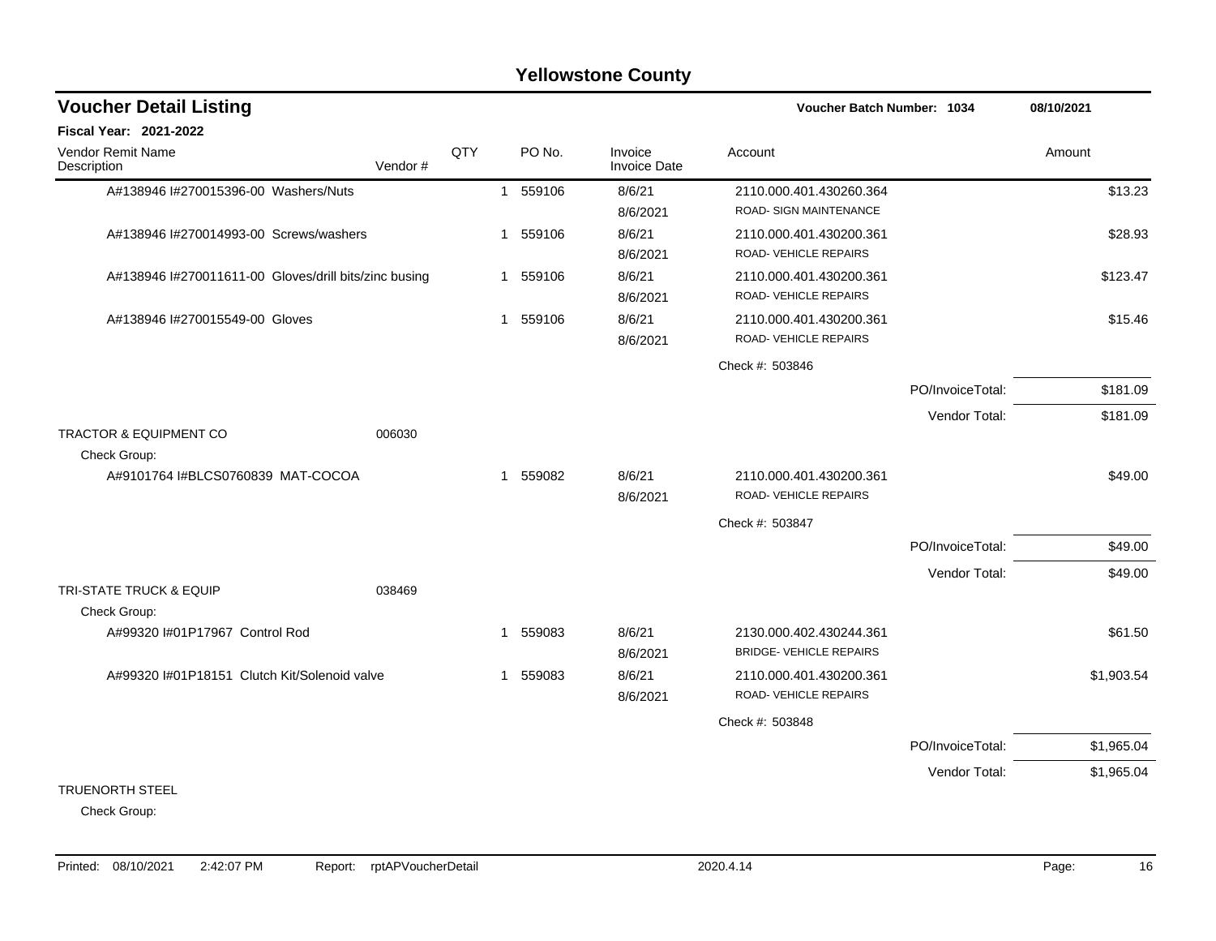# Yellowstone County

## Voucher Detail Listing

**Voucher Batch Number: 1034** — 08/10/2021

**Fiscal Year: 2021-2022**

| Vendor Remit Name / Description | Vendor # | QTY | PO No. | Invoice / Invoice Date | Account | | Amount |
|---|---|---|---|---|---|---|---|
| A#138946 I#270015396-00 Washers/Nuts | | 1 | 559106 | 8/6/21 / 8/6/2021 | 2110.000.401.430260.364 ROAD- SIGN MAINTENANCE | | $13.23 |
| A#138946 I#270014993-00 Screws/washers | | 1 | 559106 | 8/6/21 / 8/6/2021 | 2110.000.401.430200.361 ROAD- VEHICLE REPAIRS | | $28.93 |
| A#138946 I#270011611-00 Gloves/drill bits/zinc busing | | 1 | 559106 | 8/6/21 / 8/6/2021 | 2110.000.401.430200.361 ROAD- VEHICLE REPAIRS | | $123.47 |
| A#138946 I#270015549-00 Gloves | | 1 | 559106 | 8/6/21 / 8/6/2021 | 2110.000.401.430200.361 ROAD- VEHICLE REPAIRS | | $15.46 |
| | | | | | Check #: 503846 | | |
| | | | | | | PO/InvoiceTotal: | $181.09 |
| | | | | | | Vendor Total: | $181.09 |
| TRACTOR & EQUIPMENT CO | 006030 | | | | | | |
| Check Group: | | | | | | | |
| A#9101764 I#BLCS0760839 MAT-COCOA | | 1 | 559082 | 8/6/21 / 8/6/2021 | 2110.000.401.430200.361 ROAD- VEHICLE REPAIRS | | $49.00 |
| | | | | | Check #: 503847 | | |
| | | | | | | PO/InvoiceTotal: | $49.00 |
| | | | | | | Vendor Total: | $49.00 |
| TRI-STATE TRUCK & EQUIP | 038469 | | | | | | |
| Check Group: | | | | | | | |
| A#99320 I#01P17967 Control Rod | | 1 | 559083 | 8/6/21 / 8/6/2021 | 2130.000.402.430244.361 BRIDGE- VEHICLE REPAIRS | | $61.50 |
| A#99320 I#01P18151 Clutch Kit/Solenoid valve | | 1 | 559083 | 8/6/21 / 8/6/2021 | 2110.000.401.430200.361 ROAD- VEHICLE REPAIRS | | $1,903.54 |
| | | | | | Check #: 503848 | | |
| | | | | | | PO/InvoiceTotal: | $1,965.04 |
| | | | | | | Vendor Total: | $1,965.04 |
| TRUENORTH STEEL | | | | | | | |
| Check Group: | | | | | | | |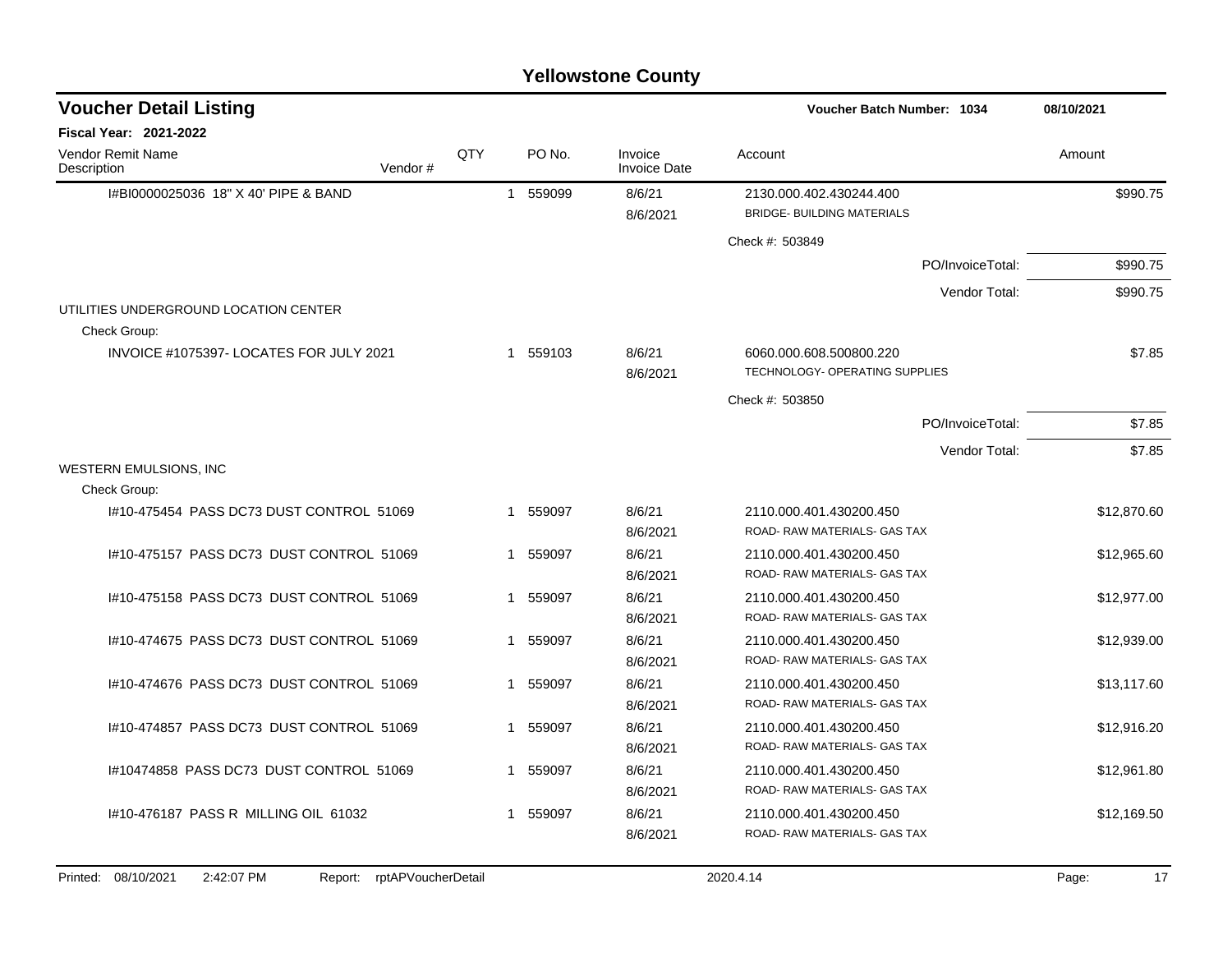# Yellowstone County

## Voucher Detail Listing

**Voucher Batch Number: 1034** — 08/10/2021

**Fiscal Year: 2021-2022**

| Vendor Remit Name / Description | Vendor # | QTY | PO No. | Invoice / Invoice Date | Account | Amount |
|---|---|---|---|---|---|---|
| I#BI0000025036 18" X 40' PIPE & BAND | | 1 | 559099 | 8/6/21 / 8/6/2021 | 2130.000.402.430244.400 BRIDGE- BUILDING MATERIALS | $990.75 |
| | | | | | Check #: 503849 | |
| | | | | | PO/InvoiceTotal: | $990.75 |
| | | | | | Vendor Total: | $990.75 |
| UTILITIES UNDERGROUND LOCATION CENTER | | | | | | |
| Check Group: | | | | | | |
| INVOICE #1075397- LOCATES FOR JULY 2021 | | 1 | 559103 | 8/6/21 / 8/6/2021 | 6060.000.608.500800.220 TECHNOLOGY- OPERATING SUPPLIES | $7.85 |
| | | | | | Check #: 503850 | |
| | | | | | PO/InvoiceTotal: | $7.85 |
| | | | | | Vendor Total: | $7.85 |
| WESTERN EMULSIONS, INC | | | | | | |
| Check Group: | | | | | | |
| I#10-475454 PASS DC73 DUST CONTROL 51069 | | 1 | 559097 | 8/6/21 / 8/6/2021 | 2110.000.401.430200.450 ROAD- RAW MATERIALS- GAS TAX | $12,870.60 |
| I#10-475157 PASS DC73 DUST CONTROL 51069 | | 1 | 559097 | 8/6/21 / 8/6/2021 | 2110.000.401.430200.450 ROAD- RAW MATERIALS- GAS TAX | $12,965.60 |
| I#10-475158 PASS DC73 DUST CONTROL 51069 | | 1 | 559097 | 8/6/21 / 8/6/2021 | 2110.000.401.430200.450 ROAD- RAW MATERIALS- GAS TAX | $12,977.00 |
| I#10-474675 PASS DC73 DUST CONTROL 51069 | | 1 | 559097 | 8/6/21 / 8/6/2021 | 2110.000.401.430200.450 ROAD- RAW MATERIALS- GAS TAX | $12,939.00 |
| I#10-474676 PASS DC73 DUST CONTROL 51069 | | 1 | 559097 | 8/6/21 / 8/6/2021 | 2110.000.401.430200.450 ROAD- RAW MATERIALS- GAS TAX | $13,117.60 |
| I#10-474857 PASS DC73 DUST CONTROL 51069 | | 1 | 559097 | 8/6/21 / 8/6/2021 | 2110.000.401.430200.450 ROAD- RAW MATERIALS- GAS TAX | $12,916.20 |
| I#10474858 PASS DC73 DUST CONTROL 51069 | | 1 | 559097 | 8/6/21 / 8/6/2021 | 2110.000.401.430200.450 ROAD- RAW MATERIALS- GAS TAX | $12,961.80 |
| I#10-476187 PASS R MILLING OIL 61032 | | 1 | 559097 | 8/6/21 / 8/6/2021 | 2110.000.401.430200.450 ROAD- RAW MATERIALS- GAS TAX | $12,169.50 |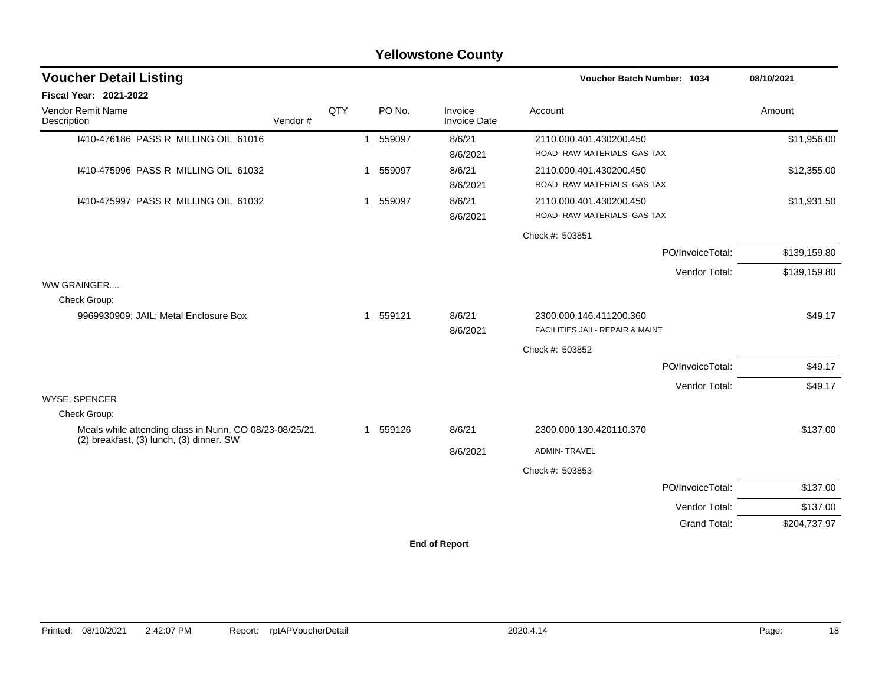# Yellowstone County

## Voucher Detail Listing

**Voucher Batch Number: 1034** — **08/10/2021**

**Fiscal Year: 2021-2022**

| Vendor Remit Name / Description | Vendor # | QTY | PO No. | Invoice / Invoice Date | Account | Amount |
|---|---|---|---|---|---|---|
| I#10-476186 PASS R MILLING OIL 61016 | | 1 | 559097 | 8/6/21<br>8/6/2021 | 2110.000.401.430200.450<br>ROAD- RAW MATERIALS- GAS TAX | $11,956.00 |
| I#10-475996 PASS R MILLING OIL 61032 | | 1 | 559097 | 8/6/21<br>8/6/2021 | 2110.000.401.430200.450<br>ROAD- RAW MATERIALS- GAS TAX | $12,355.00 |
| I#10-475997 PASS R MILLING OIL 61032 | | 1 | 559097 | 8/6/21<br>8/6/2021 | 2110.000.401.430200.450<br>ROAD- RAW MATERIALS- GAS TAX | $11,931.50 |
| | | | | | Check #: 503851 | |
| | | | | | PO/InvoiceTotal: | $139,159.80 |
| | | | | | Vendor Total: | $139,159.80 |
| WW GRAINGER.... | | | | | | |
| Check Group: | | | | | | |
| 9969930909; JAIL; Metal Enclosure Box | | 1 | 559121 | 8/6/21<br>8/6/2021 | 2300.000.146.411200.360<br>FACILITIES JAIL- REPAIR & MAINT | $49.17 |
| | | | | | Check #: 503852 | |
| | | | | | PO/InvoiceTotal: | $49.17 |
| | | | | | Vendor Total: | $49.17 |
| WYSE, SPENCER | | | | | | |
| Check Group: | | | | | | |
| Meals while attending class in Nunn, CO 08/23-08/25/21. (2) breakfast, (3) lunch, (3) dinner. SW | | 1 | 559126 | 8/6/21<br>8/6/2021 | 2300.000.130.420110.370<br>ADMIN- TRAVEL | $137.00 |
| | | | | | Check #: 503853 | |
| | | | | | PO/InvoiceTotal: | $137.00 |
| | | | | | Vendor Total: | $137.00 |
| | | | | | Grand Total: | $204,737.97 |

**End of Report**